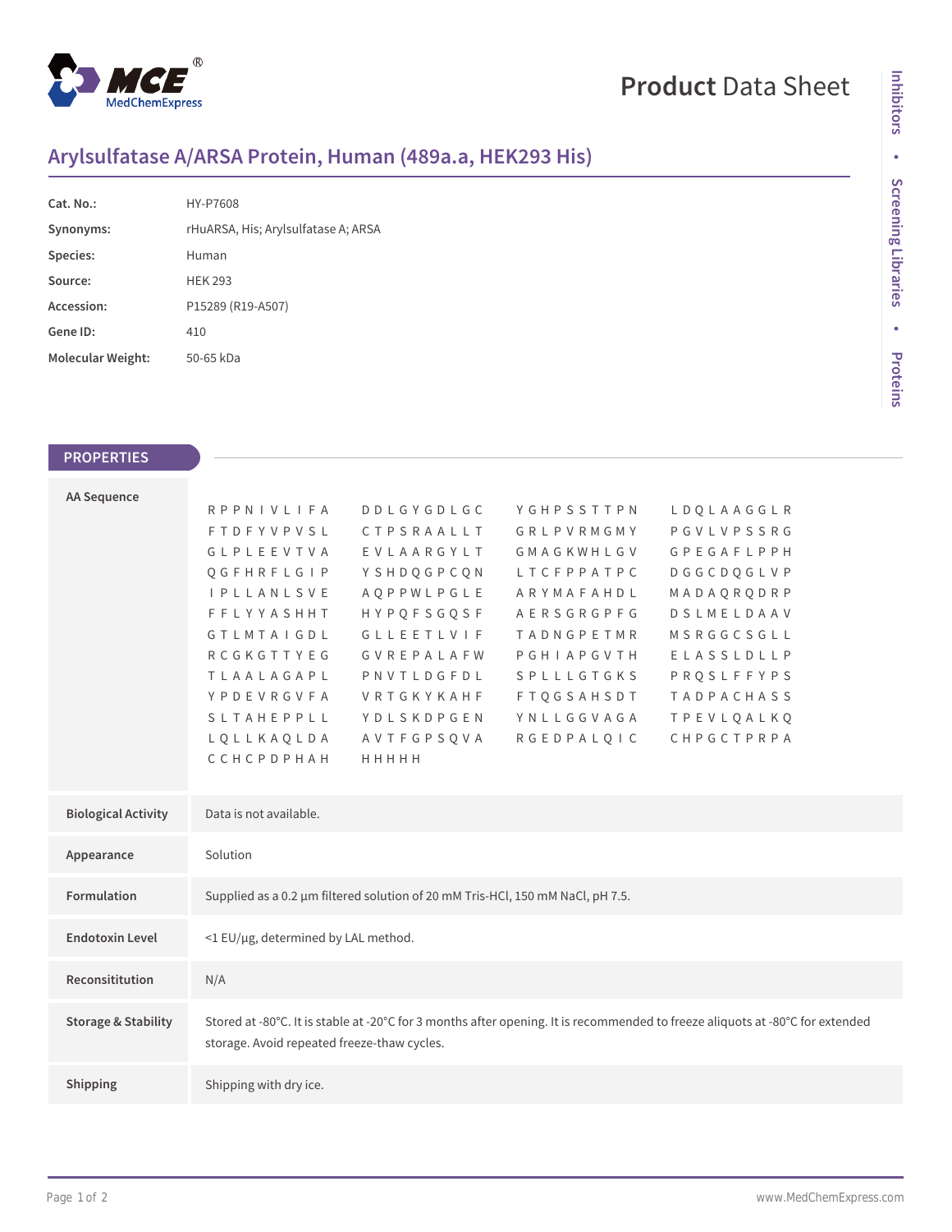# Product Data Sheet

## Arylsulfatase A/ARSA Protein, Human (489a.a, HEK293 His)

| | |
|---|---|
| **Cat. No.:** | HY-P7608 |
| **Synonyms:** | rHuARSA, His; Arylsulfatase A; ARSA |
| **Species:** | Human |
| **Source:** | HEK 293 |
| **Accession:** | P15289 (R19-A507) |
| **Gene ID:** | 410 |
| **Molecular Weight:** | 50-65 kDa |

## PROPERTIES

**AA Sequence**

```
RPPNIVLIFA  DDLGYGDLGC  YGHPSSTTPN  LDQLAAGGLR
FTDFYVPVSL  CTPSRAALLT  GRLPVRMGMY  PGVLVPSSRG
GLPLEEVTVA  EVLAARGYLT  GMAGKWHLGV  GPEGAFLPPH
QGFHRFLGIP  YSHDQGPCQN  LTCFPPATPC  DGGCDQGLVP
IPLLANLSVE  AQPPWLPGLE  ARYMAFAHDL  MADAQRQDRP
FFLYYASHHT  HYPQFSGQSF  AERSGRGPFG  DSLMELDAAV
GTLMTAIGDL  GLLEETLVIF  TADNGPETMR  MSRGGCSGLL
RCGKGTTYEG  GVREPALAFW  PGHIAPGVTH  ELASSLDLLP
TLAALAGAPL  PNVTLDGFDL  SPLLLGTGKS  PRQSLFFYPS
YPDEVRGVFA  VRTGKYKAHF  FTQGSAHSDT  TADPACHASS
SLTAHEPPLL  YDLSKDPGEN  YNLLGGVAGA  TPEVLQALKQ
LQLLKAQLDA  AVTFGPSQVA  RGEDPALQIC  CHPGCTPRPA
CCHCPDPHAH  HHHHH
```

| | |
|---|---|
| **Biological Activity** | Data is not available. |
| **Appearance** | Solution |
| **Formulation** | Supplied as a 0.2 μm filtered solution of 20 mM Tris-HCl, 150 mM NaCl, pH 7.5. |
| **Endotoxin Level** | <1 EU/μg, determined by LAL method. |
| **Reconsititution** | N/A |
| **Storage & Stability** | Stored at -80°C. It is stable at -20°C for 3 months after opening. It is recommended to freeze aliquots at -80°C for extended storage. Avoid repeated freeze-thaw cycles. |
| **Shipping** | Shipping with dry ice. |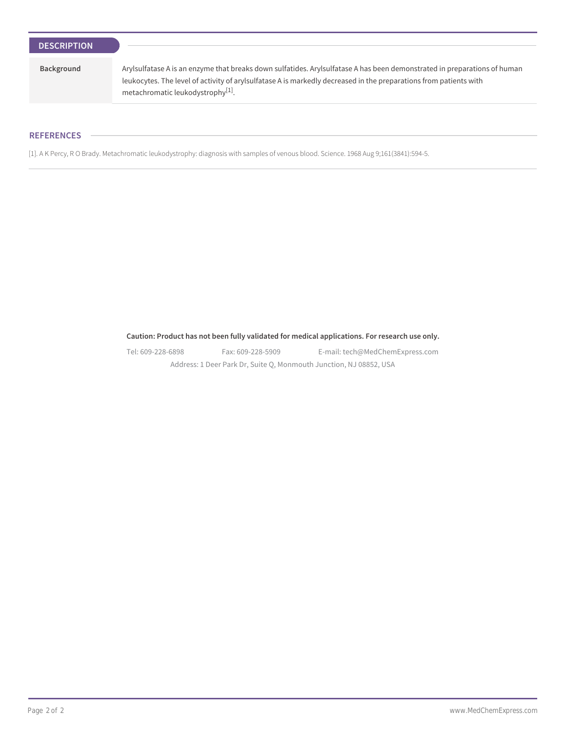## DESCRIPTION

**Background**

Arylsulfatase A is an enzyme that breaks down sulfatides. Arylsulfatase A has been demonstrated in preparations of human leukocytes. The level of activity of arylsulfatase A is markedly decreased in the preparations from patients with metachromatic leukodystrophy[1].

## REFERENCES

[1]. A K Percy, R O Brady. Metachromatic leukodystrophy: diagnosis with samples of venous blood. Science. 1968 Aug 9;161(3841):594-5.

**Caution: Product has not been fully validated for medical applications. For research use only.**

Tel: 609-228-6898     Fax: 609-228-5909     E-mail: tech@MedChemExpress.com

Address: 1 Deer Park Dr, Suite Q, Monmouth Junction, NJ 08852, USA